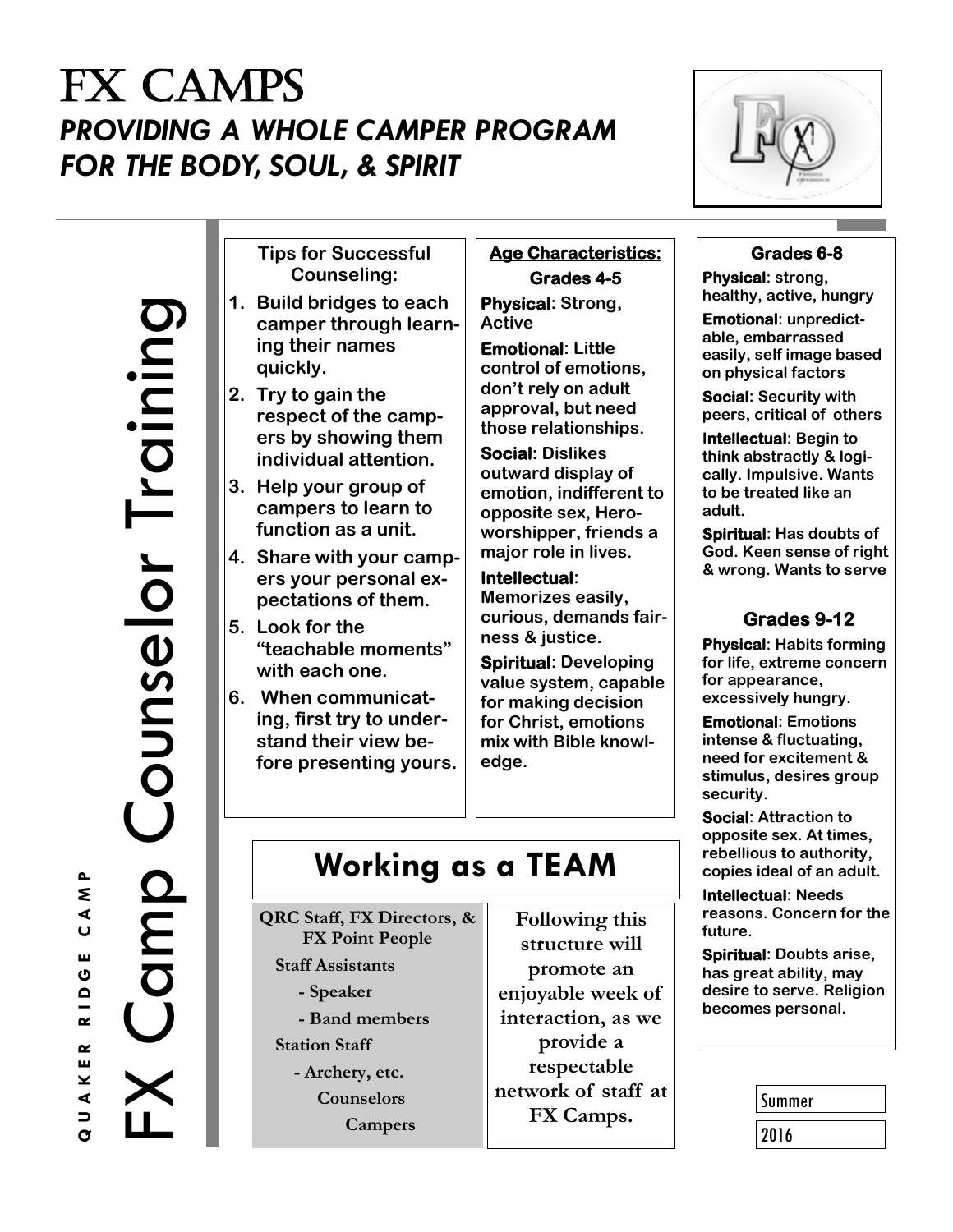# FX CAMPS

## *PROVIDING A WHOLE CAMPER PROGRAM FOR THE BODY, SOUL, & SPIRIT*

# FX Camp Counselor Training

QUAKER RIDGE CAMP

**Tips for Successful Counseling:**

1. **Build bridges to each camper through learning their names quickly.**
2. **Try to gain the respect of the campers by showing them individual attention.**
3. **Help your group of campers to learn to function as a unit.**
4. **Share with your campers your personal expectations of them.**
5. **Look for the "teachable moments" with each one.**
6. **When communicating, first try to understand their view before presenting yours.**

**Age Characteristics:**

### Grades 4-5

**Physical: Strong, Active**

**Emotional: Little control of emotions, don't rely on adult approval, but need those relationships.**

**Social: Dislikes outward display of emotion, indifferent to opposite sex, Hero-worshipper, friends a major role in lives.**

**Intellectual: Memorizes easily, curious, demands fairness & justice.**

**Spiritual: Developing value system, capable for making decision for Christ, emotions mix with Bible knowledge.**

### Grades 6-8

**Physical: strong, healthy, active, hungry**

**Emotional: unpredictable, embarrassed easily, self image based on physical factors**

**Social: Security with peers, critical of others**

**Intellectual: Begin to think abstractly & logically. Impulsive. Wants to be treated like an adult.**

**Spiritual: Has doubts of God. Keen sense of right & wrong. Wants to serve**

### Grades 9-12

**Physical: Habits forming for life, extreme concern for appearance, excessively hungry.**

**Emotional: Emotions intense & fluctuating, need for excitement & stimulus, desires group security.**

**Social: Attraction to opposite sex. At times, rebellious to authority, copies ideal of an adult.**

**Intellectual: Needs reasons. Concern for the future.**

**Spiritual: Doubts arise, has great ability, may desire to serve. Religion becomes personal.**

## Working as a TEAM

**QRC Staff, FX Directors, & FX Point People**
- **Staff Assistants**
  - **- Speaker**
  - **- Band members**
- **Station Staff**
  - **- Archery, etc.**
  - **Counselors**
    - **Campers**

**Following this structure will promote an enjoyable week of interaction, as we provide a respectable network of staff at FX Camps.**

Summer

2016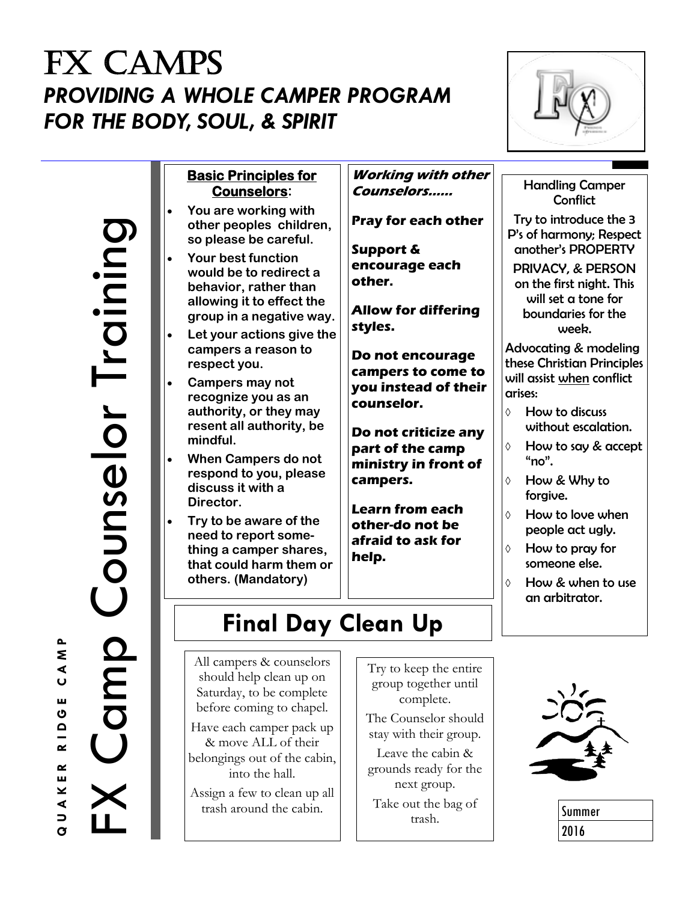# FX CAMPS

## *PROVIDING A WHOLE CAMPER PROGRAM FOR THE BODY, SOUL, & SPIRIT*

# FX Camp Counselor Training

QUAKER RIDGE CAMP

**Basic Principles for Counselors:**

- **You are working with other peoples children, so please be careful.**
- **Your best function would be to redirect a behavior, rather than allowing it to effect the group in a negative way.**
- **Let your actions give the campers a reason to respect you.**
- **Campers may not recognize you as an authority, or they may resent all authority, be mindful.**
- **When Campers do not respond to you, please discuss it with a Director.**
- **Try to be aware of the need to report something a camper shares, that could harm them or others. (Mandatory)**

***Working with other Counselors……***

***Pray for each other***

***Support & encourage each other.***

***Allow for differing styles.***

***Do not encourage campers to come to you instead of their counselor.***

***Do not criticize any part of the camp ministry in front of campers.***

***Learn from each other-do not be afraid to ask for help.***

Handling Camper Conflict

Try to introduce the 3 P's of harmony; Respect another's PROPERTY PRIVACY, & PERSON on the first night. This will set a tone for boundaries for the week.

Advocating & modeling these Christian Principles will assist when conflict arises:

- How to discuss without escalation.
- How to say & accept "no".
- How & Why to forgive.
- How to love when people act ugly.
- How to pray for someone else.
- How & when to use an arbitrator.

## Final Day Clean Up

All campers & counselors should help clean up on Saturday, to be complete before coming to chapel.

Have each camper pack up & move ALL of their belongings out of the cabin, into the hall.

Assign a few to clean up all trash around the cabin.

Try to keep the entire group together until complete.

The Counselor should stay with their group.

Leave the cabin & grounds ready for the next group.

Take out the bag of trash.

Summer
2016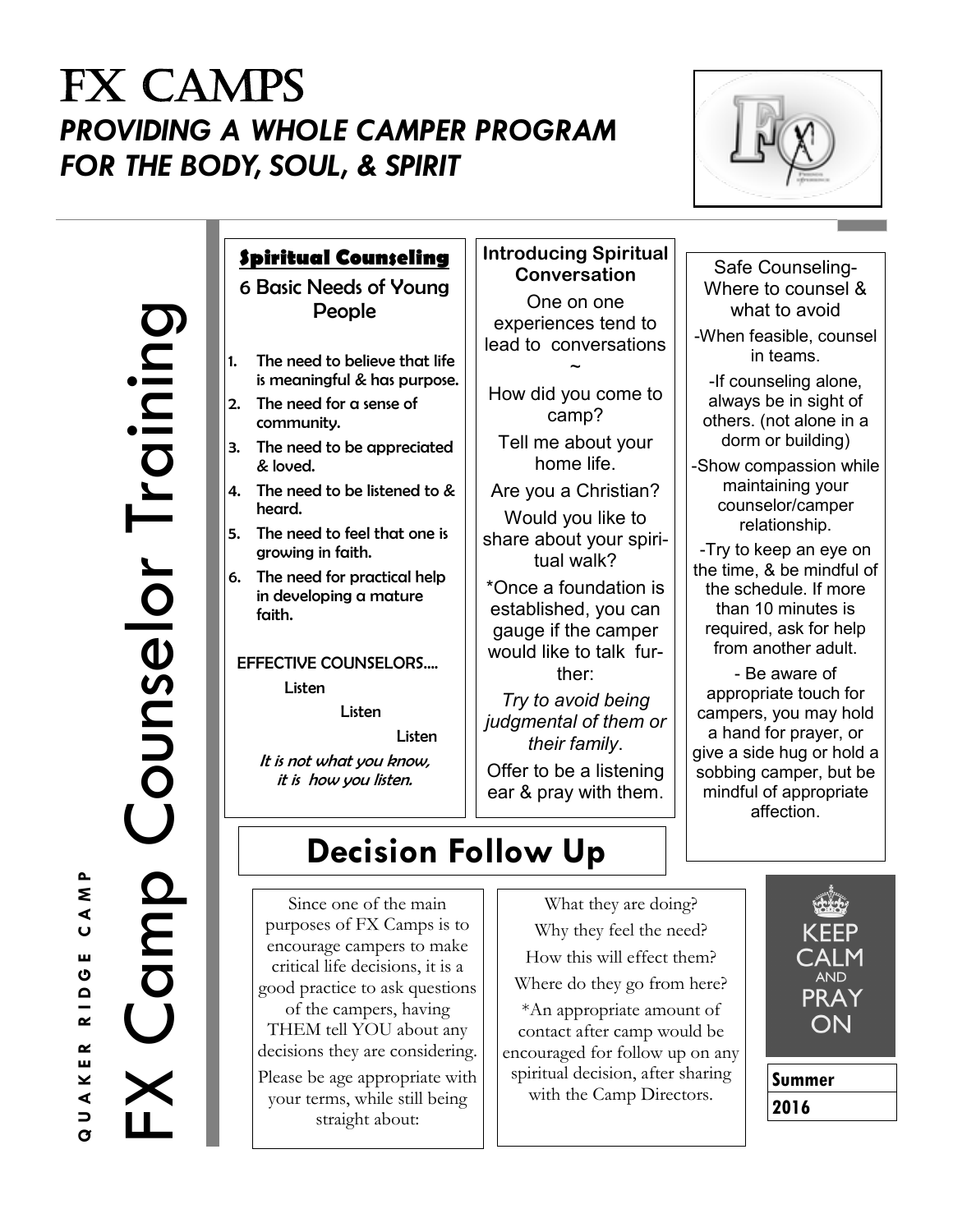# FX CAMPS

## *PROVIDING A WHOLE CAMPER PROGRAM FOR THE BODY, SOUL, & SPIRIT*

# FX Camp Counselor Training

QUAKER RIDGE CAMP

### Spiritual Counseling

**6 Basic Needs of Young People**

1. The need to believe that life is meaningful & has purpose.
2. The need for a sense of community.
3. The need to be appreciated & loved.
4. The need to be listened to & heard.
5. The need to feel that one is growing in faith.
6. The need for practical help in developing a mature faith.

EFFECTIVE COUNSELORS....

Listen

Listen

Listen

*It is not what you know, it is how you listen.*

### Introducing Spiritual Conversation

One on one experiences tend to lead to conversations

~

How did you come to camp?

Tell me about your home life.

Are you a Christian?

Would you like to share about your spiritual walk?

*Once a foundation is established, you can gauge if the camper would like to talk further:

*Try to avoid being judgmental of them or their family*.

Offer to be a listening ear & pray with them.

### Safe Counseling- Where to counsel & what to avoid

-When feasible, counsel in teams.

-If counseling alone, always be in sight of others. (not alone in a dorm or building)

-Show compassion while maintaining your counselor/camper relationship.

-Try to keep an eye on the time, & be mindful of the schedule. If more than 10 minutes is required, ask for help from another adult.

- Be aware of appropriate touch for campers, you may hold a hand for prayer, or give a side hug or hold a sobbing camper, but be mindful of appropriate affection.

## Decision Follow Up

Since one of the main purposes of FX Camps is to encourage campers to make critical life decisions, it is a good practice to ask questions of the campers, having THEM tell YOU about any decisions they are considering.

Please be age appropriate with your terms, while still being straight about:

What they are doing?

Why they feel the need?

How this will effect them?

Where do they go from here?

*An appropriate amount of contact after camp would be encouraged for follow up on any spiritual decision, after sharing with the Camp Directors.

KEEP CALM AND PRAY ON

**Summer 2016**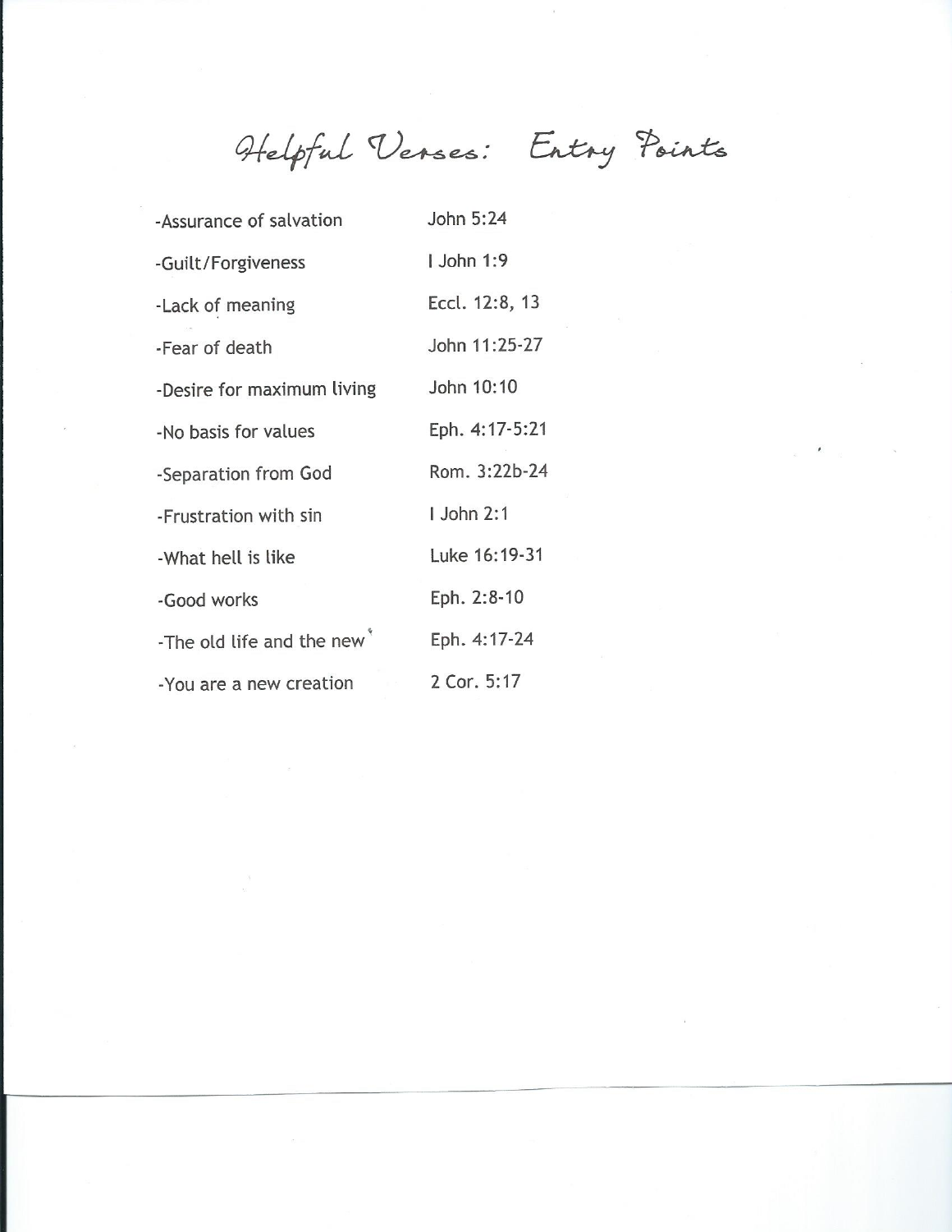# Helpful Verses: Entry Points

| | |
|---|---|
| -Assurance of salvation | John 5:24 |
| -Guilt/Forgiveness | I John 1:9 |
| -Lack of meaning | Eccl. 12:8, 13 |
| -Fear of death | John 11:25-27 |
| -Desire for maximum living | John 10:10 |
| -No basis for values | Eph. 4:17-5:21 |
| -Separation from God | Rom. 3:22b-24 |
| -Frustration with sin | I John 2:1 |
| -What hell is like | Luke 16:19-31 |
| -Good works | Eph. 2:8-10 |
| -The old life and the new | Eph. 4:17-24 |
| -You are a new creation | 2 Cor. 5:17 |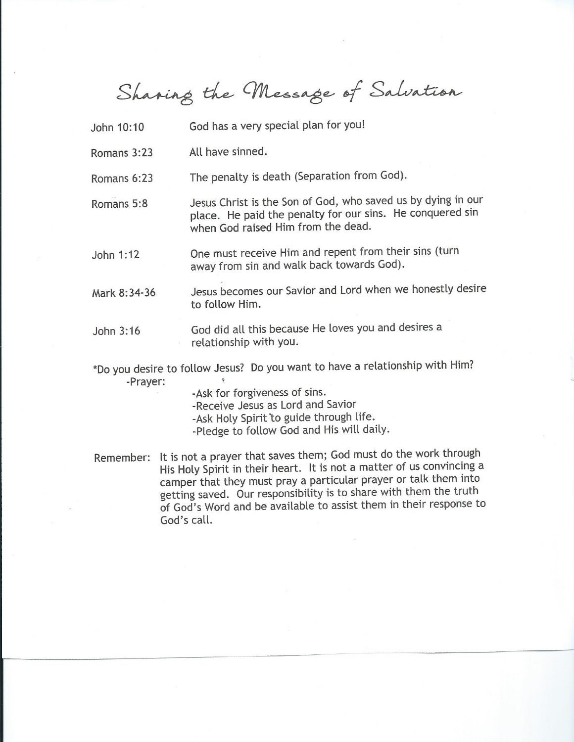# Sharing the Message of Salvation

| | |
|---|---|
| John 10:10 | God has a very special plan for you! |
| Romans 3:23 | All have sinned. |
| Romans 6:23 | The penalty is death (Separation from God). |
| Romans 5:8 | Jesus Christ is the Son of God, who saved us by dying in our place. He paid the penalty for our sins. He conquered sin when God raised Him from the dead. |
| John 1:12 | One must receive Him and repent from their sins (turn away from sin and walk back towards God). |
| Mark 8:34-36 | Jesus becomes our Savior and Lord when we honestly desire to follow Him. |
| John 3:16 | God did all this because He loves you and desires a relationship with you. |

*Do you desire to follow Jesus? Do you want to have a relationship with Him?

-Prayer:

- -Ask for forgiveness of sins.
- -Receive Jesus as Lord and Savior
- -Ask Holy Spirit to guide through life.
- -Pledge to follow God and His will daily.

Remember: It is not a prayer that saves them; God must do the work through His Holy Spirit in their heart. It is not a matter of us convincing a camper that they must pray a particular prayer or talk them into getting saved. Our responsibility is to share with them the truth of God's Word and be available to assist them in their response to God's call.